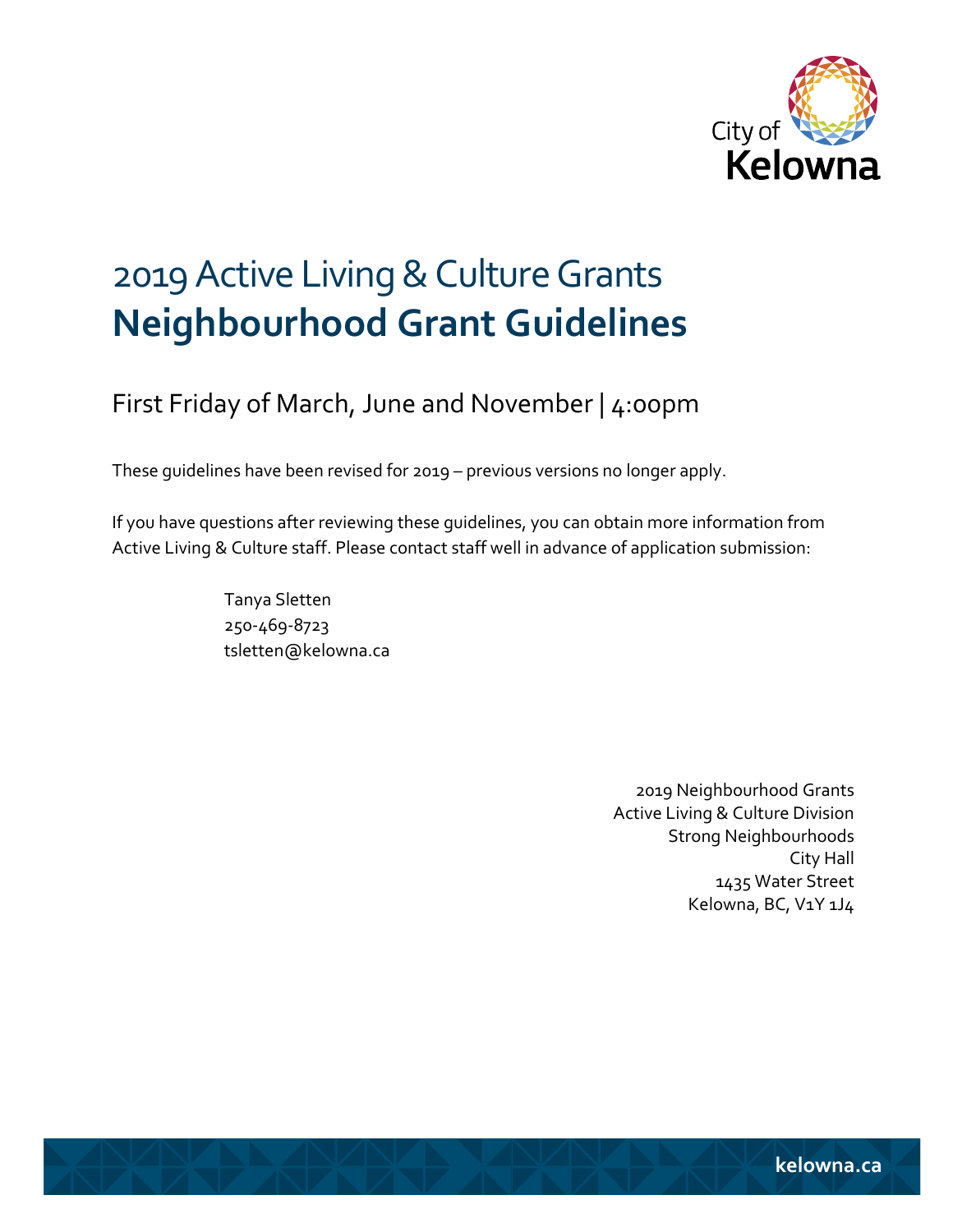City of Kelowna

# 2019 Active Living & Culture Grants
# **Neighbourhood Grant Guidelines**

## First Friday of March, June and November | 4:00pm

These guidelines have been revised for 2019 – previous versions no longer apply.

If you have questions after reviewing these guidelines, you can obtain more information from Active Living & Culture staff. Please contact staff well in advance of application submission:

Tanya Sletten
250-469-8723
tsletten@kelowna.ca

2019 Neighbourhood Grants
Active Living & Culture Division
Strong Neighbourhoods
City Hall
1435 Water Street
Kelowna, BC, V1Y 1J4

kelowna.ca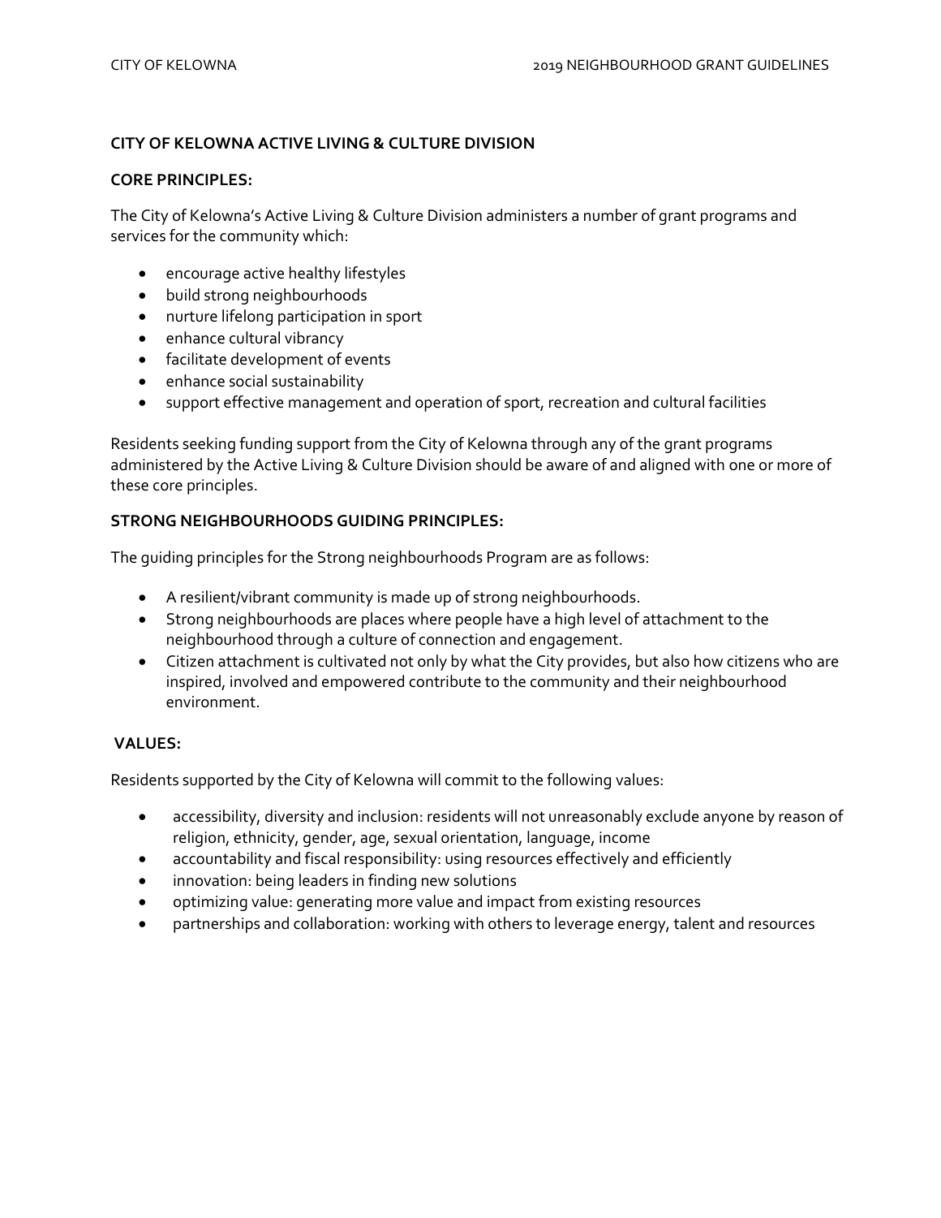## CITY OF KELOWNA ACTIVE LIVING & CULTURE DIVISION

### CORE PRINCIPLES:

The City of Kelowna's Active Living & Culture Division administers a number of grant programs and services for the community which:

- encourage active healthy lifestyles
- build strong neighbourhoods
- nurture lifelong participation in sport
- enhance cultural vibrancy
- facilitate development of events
- enhance social sustainability
- support effective management and operation of sport, recreation and cultural facilities

Residents seeking funding support from the City of Kelowna through any of the grant programs administered by the Active Living & Culture Division should be aware of and aligned with one or more of these core principles.

### STRONG NEIGHBOURHOODS GUIDING PRINCIPLES:

The guiding principles for the Strong neighbourhoods Program are as follows:

- A resilient/vibrant community is made up of strong neighbourhoods.
- Strong neighbourhoods are places where people have a high level of attachment to the neighbourhood through a culture of connection and engagement.
- Citizen attachment is cultivated not only by what the City provides, but also how citizens who are inspired, involved and empowered contribute to the community and their neighbourhood environment.

### VALUES:

Residents supported by the City of Kelowna will commit to the following values:

- accessibility, diversity and inclusion: residents will not unreasonably exclude anyone by reason of religion, ethnicity, gender, age, sexual orientation, language, income
- accountability and fiscal responsibility: using resources effectively and efficiently
- innovation: being leaders in finding new solutions
- optimizing value: generating more value and impact from existing resources
- partnerships and collaboration: working with others to leverage energy, talent and resources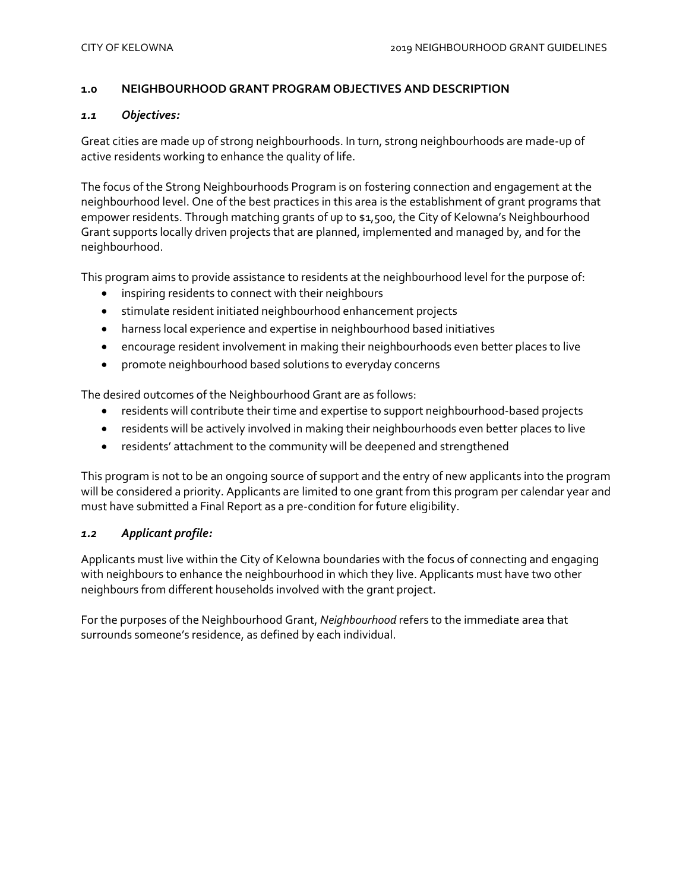## 1.0 NEIGHBOURHOOD GRANT PROGRAM OBJECTIVES AND DESCRIPTION

### *1.1 Objectives:*

Great cities are made up of strong neighbourhoods. In turn, strong neighbourhoods are made-up of active residents working to enhance the quality of life.

The focus of the Strong Neighbourhoods Program is on fostering connection and engagement at the neighbourhood level. One of the best practices in this area is the establishment of grant programs that empower residents. Through matching grants of up to $1,500, the City of Kelowna's Neighbourhood Grant supports locally driven projects that are planned, implemented and managed by, and for the neighbourhood.

This program aims to provide assistance to residents at the neighbourhood level for the purpose of:

- inspiring residents to connect with their neighbours
- stimulate resident initiated neighbourhood enhancement projects
- harness local experience and expertise in neighbourhood based initiatives
- encourage resident involvement in making their neighbourhoods even better places to live
- promote neighbourhood based solutions to everyday concerns

The desired outcomes of the Neighbourhood Grant are as follows:

- residents will contribute their time and expertise to support neighbourhood-based projects
- residents will be actively involved in making their neighbourhoods even better places to live
- residents' attachment to the community will be deepened and strengthened

This program is not to be an ongoing source of support and the entry of new applicants into the program will be considered a priority. Applicants are limited to one grant from this program per calendar year and must have submitted a Final Report as a pre-condition for future eligibility.

### *1.2 Applicant profile:*

Applicants must live within the City of Kelowna boundaries with the focus of connecting and engaging with neighbours to enhance the neighbourhood in which they live. Applicants must have two other neighbours from different households involved with the grant project.

For the purposes of the Neighbourhood Grant, *Neighbourhood* refers to the immediate area that surrounds someone's residence, as defined by each individual.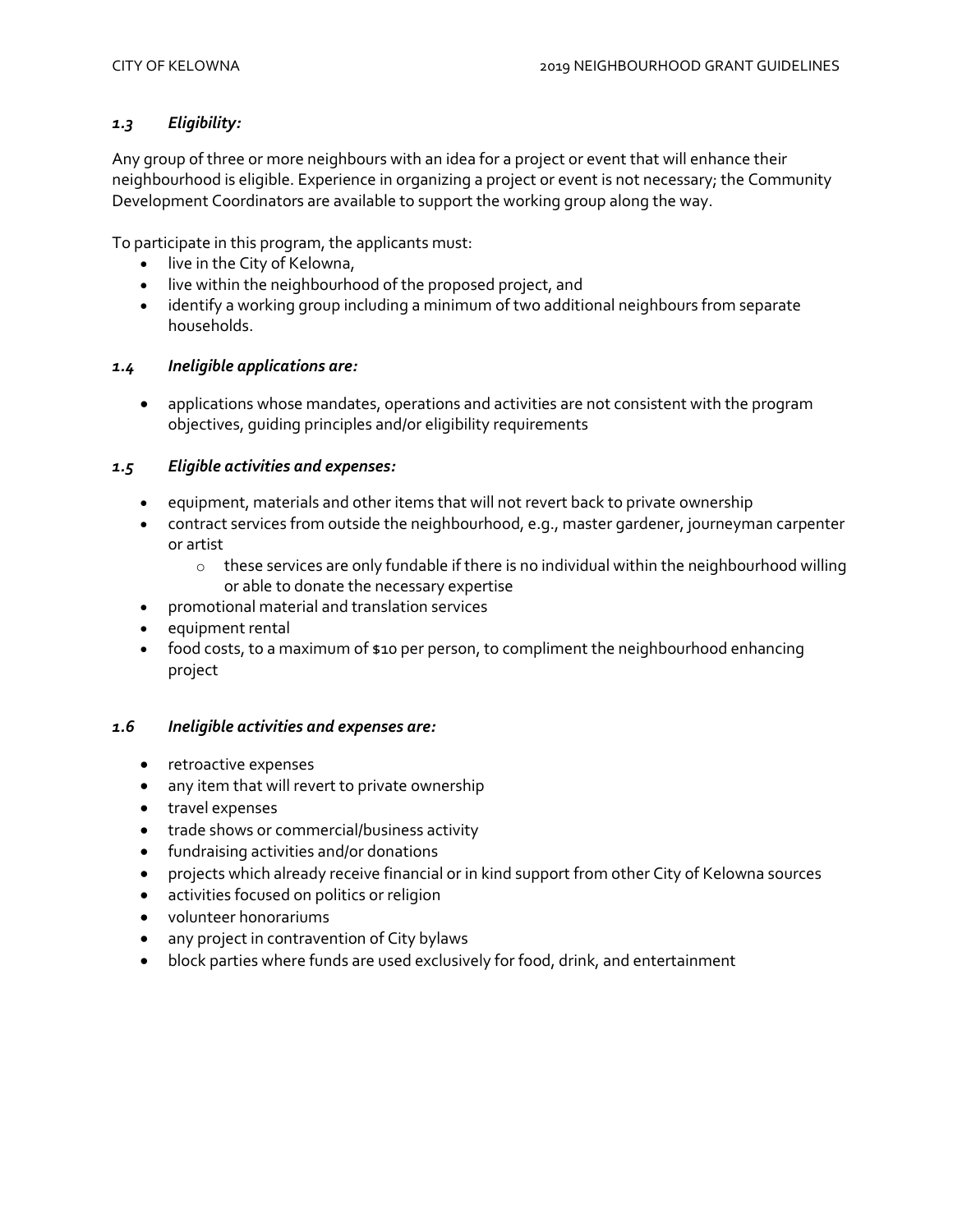### *1.3 Eligibility:*

Any group of three or more neighbours with an idea for a project or event that will enhance their neighbourhood is eligible. Experience in organizing a project or event is not necessary; the Community Development Coordinators are available to support the working group along the way.

To participate in this program, the applicants must:

- live in the City of Kelowna,
- live within the neighbourhood of the proposed project, and
- identify a working group including a minimum of two additional neighbours from separate households.

### *1.4 Ineligible applications are:*

- applications whose mandates, operations and activities are not consistent with the program objectives, guiding principles and/or eligibility requirements

### *1.5 Eligible activities and expenses:*

- equipment, materials and other items that will not revert back to private ownership
- contract services from outside the neighbourhood, e.g., master gardener, journeyman carpenter or artist
  - these services are only fundable if there is no individual within the neighbourhood willing or able to donate the necessary expertise
- promotional material and translation services
- equipment rental
- food costs, to a maximum of $10 per person, to compliment the neighbourhood enhancing project

### *1.6 Ineligible activities and expenses are:*

- retroactive expenses
- any item that will revert to private ownership
- travel expenses
- trade shows or commercial/business activity
- fundraising activities and/or donations
- projects which already receive financial or in kind support from other City of Kelowna sources
- activities focused on politics or religion
- volunteer honorariums
- any project in contravention of City bylaws
- block parties where funds are used exclusively for food, drink, and entertainment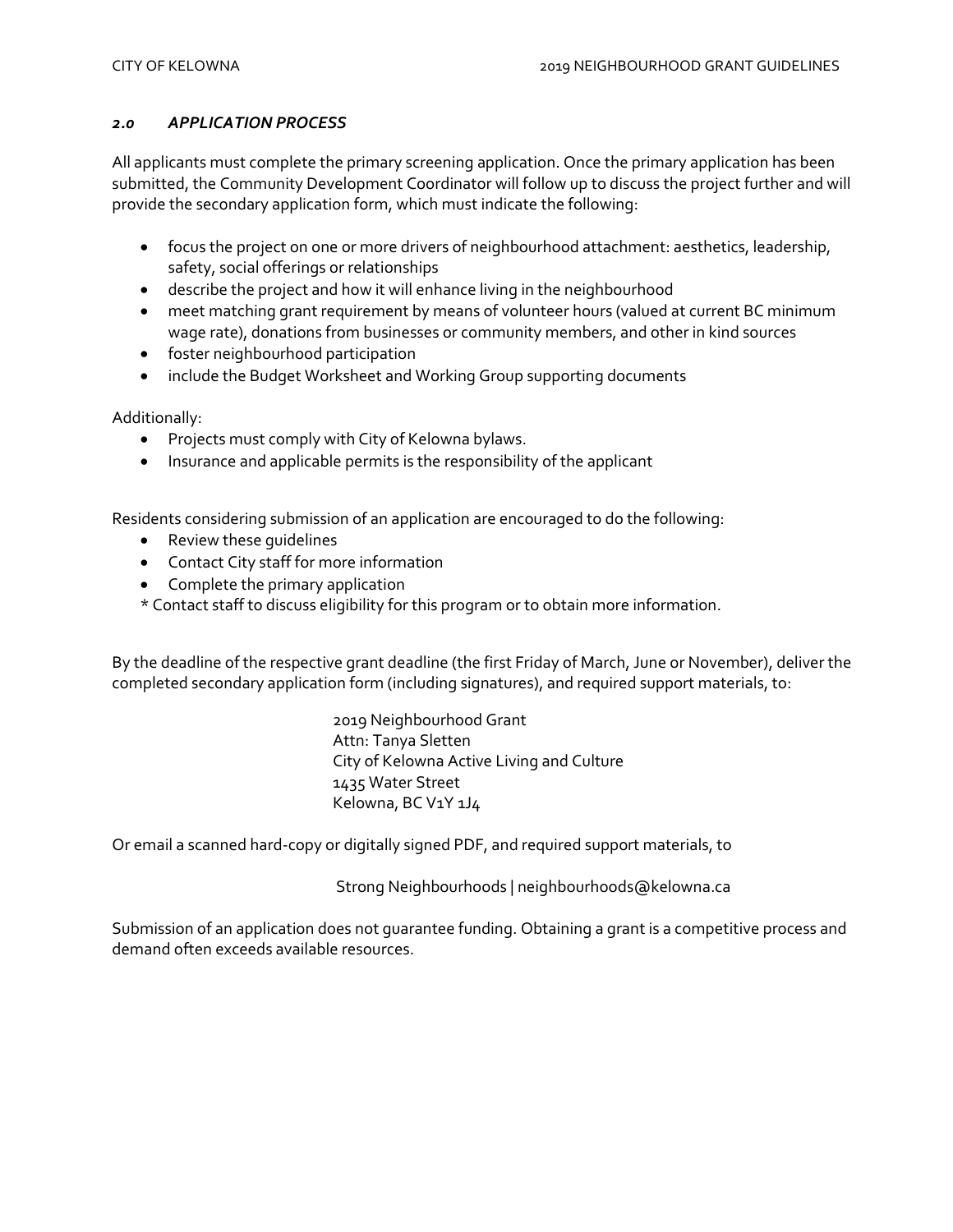## *2.0 APPLICATION PROCESS*

All applicants must complete the primary screening application. Once the primary application has been submitted, the Community Development Coordinator will follow up to discuss the project further and will provide the secondary application form, which must indicate the following:

- focus the project on one or more drivers of neighbourhood attachment: aesthetics, leadership, safety, social offerings or relationships
- describe the project and how it will enhance living in the neighbourhood
- meet matching grant requirement by means of volunteer hours (valued at current BC minimum wage rate), donations from businesses or community members, and other in kind sources
- foster neighbourhood participation
- include the Budget Worksheet and Working Group supporting documents

Additionally:

- Projects must comply with City of Kelowna bylaws.
- Insurance and applicable permits is the responsibility of the applicant

Residents considering submission of an application are encouraged to do the following:

- Review these guidelines
- Contact City staff for more information
- Complete the primary application

\* Contact staff to discuss eligibility for this program or to obtain more information.

By the deadline of the respective grant deadline (the first Friday of March, June or November), deliver the completed secondary application form (including signatures), and required support materials, to:

2019 Neighbourhood Grant
Attn: Tanya Sletten
City of Kelowna Active Living and Culture
1435 Water Street
Kelowna, BC V1Y 1J4

Or email a scanned hard-copy or digitally signed PDF, and required support materials, to

Strong Neighbourhoods | neighbourhoods@kelowna.ca

Submission of an application does not guarantee funding. Obtaining a grant is a competitive process and demand often exceeds available resources.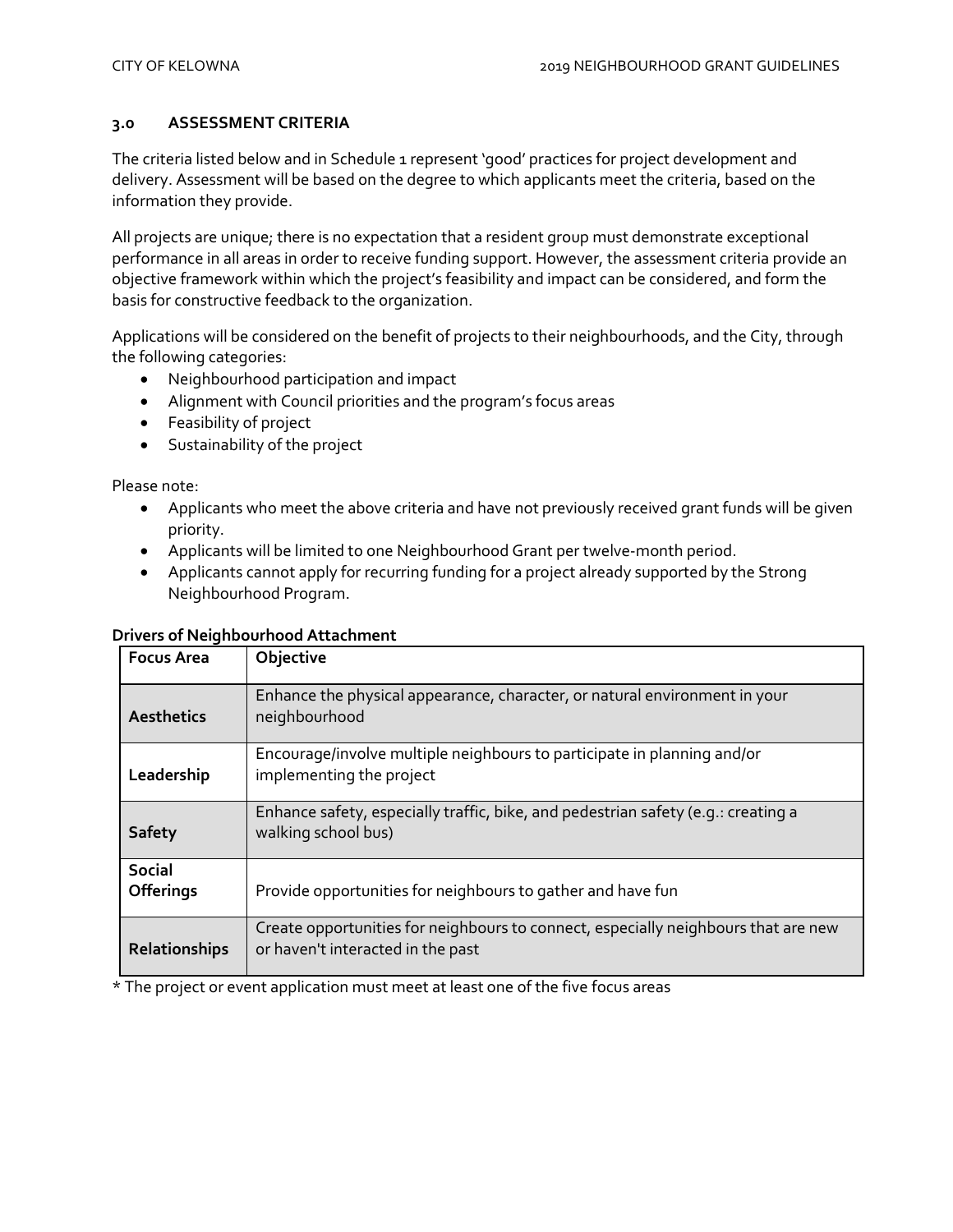## 3.0 ASSESSMENT CRITERIA

The criteria listed below and in Schedule 1 represent 'good' practices for project development and delivery. Assessment will be based on the degree to which applicants meet the criteria, based on the information they provide.

All projects are unique; there is no expectation that a resident group must demonstrate exceptional performance in all areas in order to receive funding support. However, the assessment criteria provide an objective framework within which the project's feasibility and impact can be considered, and form the basis for constructive feedback to the organization.

Applications will be considered on the benefit of projects to their neighbourhoods, and the City, through the following categories:

- Neighbourhood participation and impact
- Alignment with Council priorities and the program's focus areas
- Feasibility of project
- Sustainability of the project

Please note:

- Applicants who meet the above criteria and have not previously received grant funds will be given priority.
- Applicants will be limited to one Neighbourhood Grant per twelve-month period.
- Applicants cannot apply for recurring funding for a project already supported by the Strong Neighbourhood Program.

**Drivers of Neighbourhood Attachment**

| Focus Area | Objective |
|---|---|
| **Aesthetics** | Enhance the physical appearance, character, or natural environment in your neighbourhood |
| **Leadership** | Encourage/involve multiple neighbours to participate in planning and/or implementing the project |
| **Safety** | Enhance safety, especially traffic, bike, and pedestrian safety (e.g.: creating a walking school bus) |
| **Social Offerings** | Provide opportunities for neighbours to gather and have fun |
| **Relationships** | Create opportunities for neighbours to connect, especially neighbours that are new or haven't interacted in the past |

* The project or event application must meet at least one of the five focus areas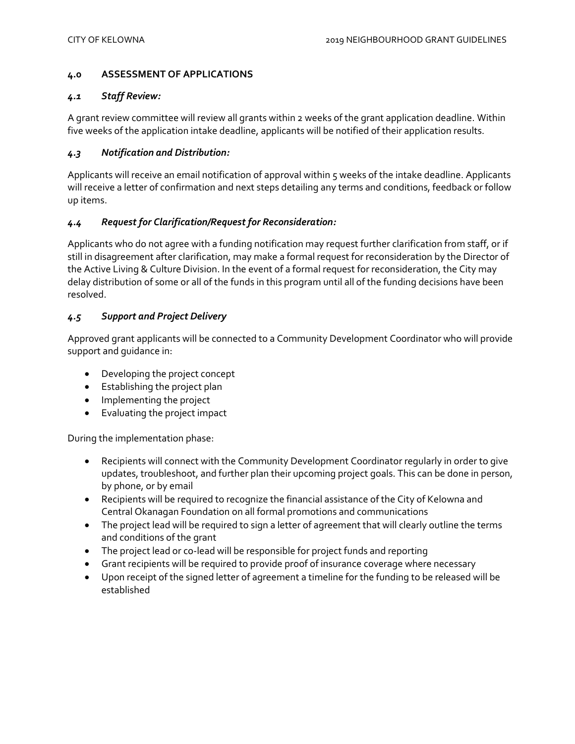## 4.0 ASSESSMENT OF APPLICATIONS

### *4.1 Staff Review:*

A grant review committee will review all grants within 2 weeks of the grant application deadline. Within five weeks of the application intake deadline, applicants will be notified of their application results.

### *4.3 Notification and Distribution:*

Applicants will receive an email notification of approval within 5 weeks of the intake deadline. Applicants will receive a letter of confirmation and next steps detailing any terms and conditions, feedback or follow up items.

### *4.4 Request for Clarification/Request for Reconsideration:*

Applicants who do not agree with a funding notification may request further clarification from staff, or if still in disagreement after clarification, may make a formal request for reconsideration by the Director of the Active Living & Culture Division. In the event of a formal request for reconsideration, the City may delay distribution of some or all of the funds in this program until all of the funding decisions have been resolved.

### *4.5 Support and Project Delivery*

Approved grant applicants will be connected to a Community Development Coordinator who will provide support and guidance in:

- Developing the project concept
- Establishing the project plan
- Implementing the project
- Evaluating the project impact

During the implementation phase:

- Recipients will connect with the Community Development Coordinator regularly in order to give updates, troubleshoot, and further plan their upcoming project goals. This can be done in person, by phone, or by email
- Recipients will be required to recognize the financial assistance of the City of Kelowna and Central Okanagan Foundation on all formal promotions and communications
- The project lead will be required to sign a letter of agreement that will clearly outline the terms and conditions of the grant
- The project lead or co-lead will be responsible for project funds and reporting
- Grant recipients will be required to provide proof of insurance coverage where necessary
- Upon receipt of the signed letter of agreement a timeline for the funding to be released will be established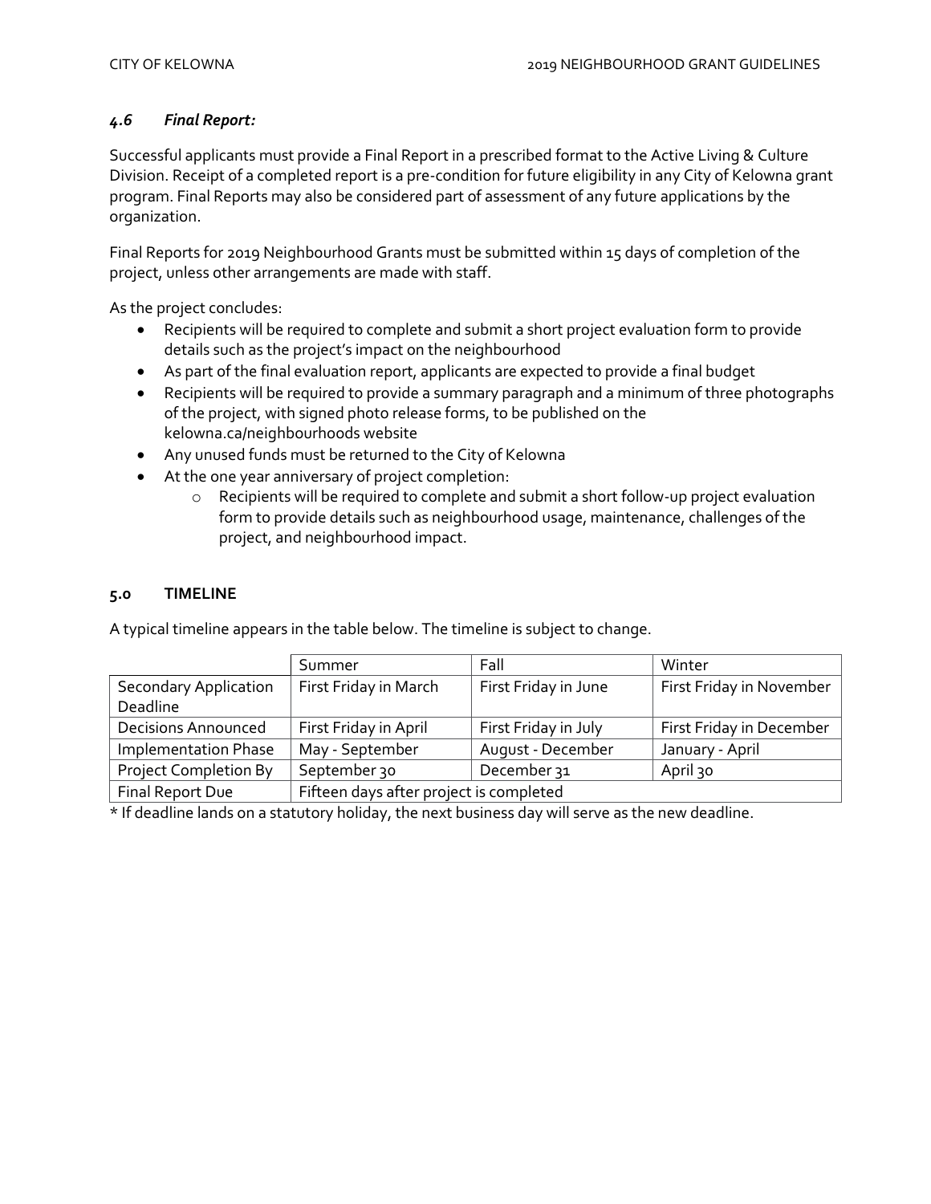### *4.6 Final Report:*

Successful applicants must provide a Final Report in a prescribed format to the Active Living & Culture Division. Receipt of a completed report is a pre-condition for future eligibility in any City of Kelowna grant program. Final Reports may also be considered part of assessment of any future applications by the organization.

Final Reports for 2019 Neighbourhood Grants must be submitted within 15 days of completion of the project, unless other arrangements are made with staff.

As the project concludes:

- Recipients will be required to complete and submit a short project evaluation form to provide details such as the project's impact on the neighbourhood
- As part of the final evaluation report, applicants are expected to provide a final budget
- Recipients will be required to provide a summary paragraph and a minimum of three photographs of the project, with signed photo release forms, to be published on the kelowna.ca/neighbourhoods website
- Any unused funds must be returned to the City of Kelowna
- At the one year anniversary of project completion:
  - Recipients will be required to complete and submit a short follow-up project evaluation form to provide details such as neighbourhood usage, maintenance, challenges of the project, and neighbourhood impact.

## 5.0 TIMELINE

A typical timeline appears in the table below. The timeline is subject to change.

| | Summer | Fall | Winter |
|---|---|---|---|
| Secondary Application Deadline | First Friday in March | First Friday in June | First Friday in November |
| Decisions Announced | First Friday in April | First Friday in July | First Friday in December |
| Implementation Phase | May - September | August - December | January - April |
| Project Completion By | September 30 | December 31 | April 30 |
| Final Report Due | Fifteen days after project is completed | | |

* If deadline lands on a statutory holiday, the next business day will serve as the new deadline.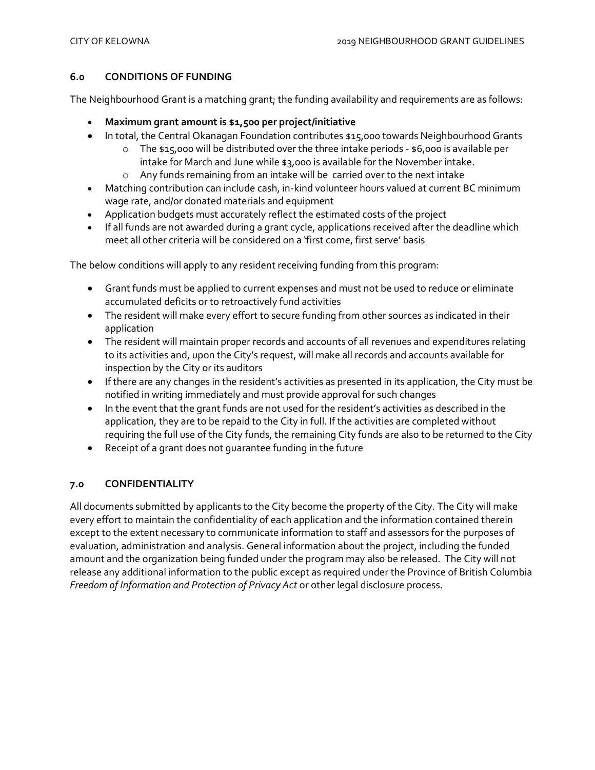## 6.0 CONDITIONS OF FUNDING

The Neighbourhood Grant is a matching grant; the funding availability and requirements are as follows:

- **Maximum grant amount is $1,500 per project/initiative**
- In total, the Central Okanagan Foundation contributes $15,000 towards Neighbourhood Grants
  - The $15,000 will be distributed over the three intake periods - $6,000 is available per intake for March and June while $3,000 is available for the November intake.
  - Any funds remaining from an intake will be carried over to the next intake
- Matching contribution can include cash, in-kind volunteer hours valued at current BC minimum wage rate, and/or donated materials and equipment
- Application budgets must accurately reflect the estimated costs of the project
- If all funds are not awarded during a grant cycle, applications received after the deadline which meet all other criteria will be considered on a 'first come, first serve' basis

The below conditions will apply to any resident receiving funding from this program:

- Grant funds must be applied to current expenses and must not be used to reduce or eliminate accumulated deficits or to retroactively fund activities
- The resident will make every effort to secure funding from other sources as indicated in their application
- The resident will maintain proper records and accounts of all revenues and expenditures relating to its activities and, upon the City's request, will make all records and accounts available for inspection by the City or its auditors
- If there are any changes in the resident's activities as presented in its application, the City must be notified in writing immediately and must provide approval for such changes
- In the event that the grant funds are not used for the resident's activities as described in the application, they are to be repaid to the City in full. If the activities are completed without requiring the full use of the City funds, the remaining City funds are also to be returned to the City
- Receipt of a grant does not guarantee funding in the future

## 7.0 CONFIDENTIALITY

All documents submitted by applicants to the City become the property of the City. The City will make every effort to maintain the confidentiality of each application and the information contained therein except to the extent necessary to communicate information to staff and assessors for the purposes of evaluation, administration and analysis. General information about the project, including the funded amount and the organization being funded under the program may also be released. The City will not release any additional information to the public except as required under the Province of British Columbia *Freedom of Information and Protection of Privacy Act* or other legal disclosure process.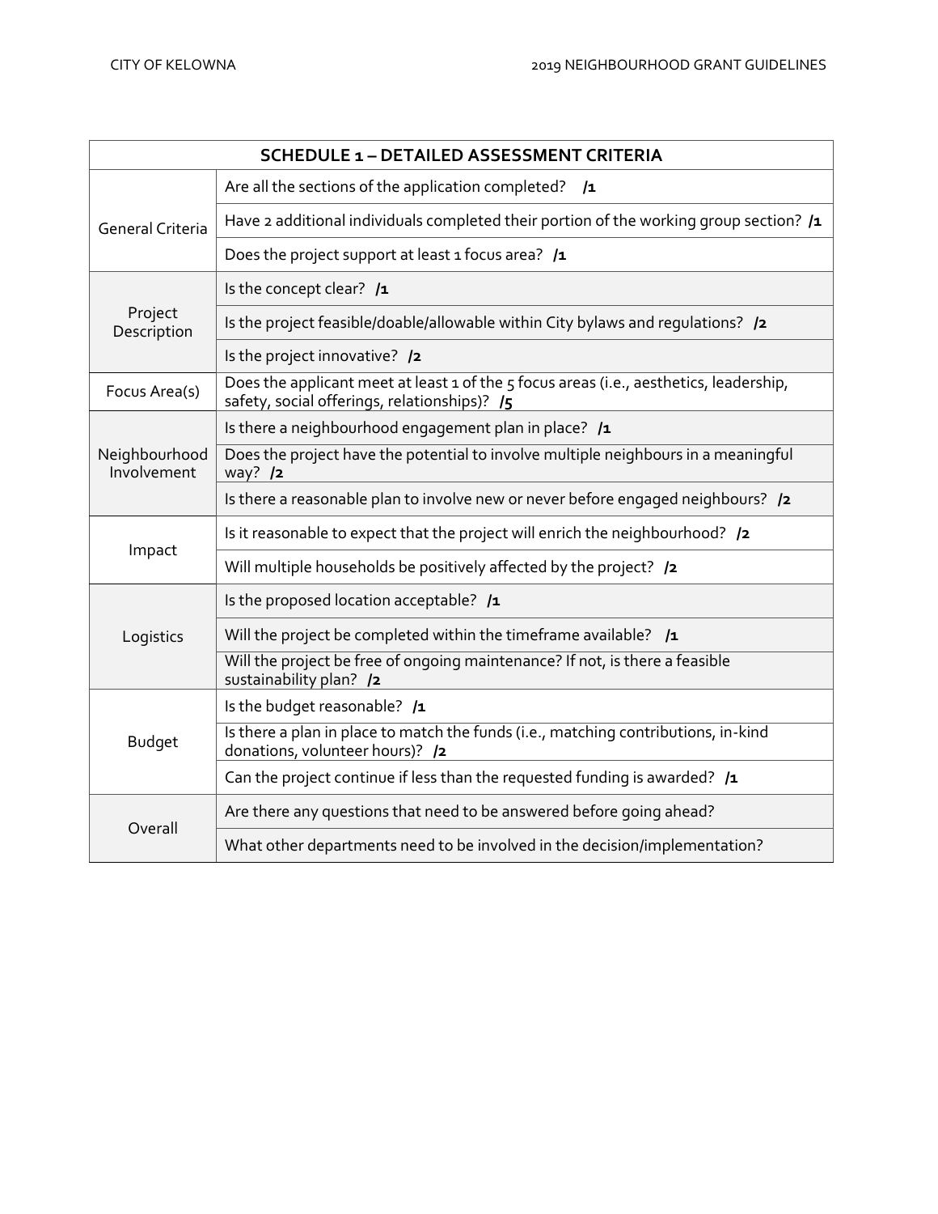| SCHEDULE 1 – DETAILED ASSESSMENT CRITERIA | |
|---|---|
| General Criteria | Are all the sections of the application completed? **/1** |
| | Have 2 additional individuals completed their portion of the working group section? **/1** |
| | Does the project support at least 1 focus area? **/1** |
| Project Description | Is the concept clear? **/1** |
| | Is the project feasible/doable/allowable within City bylaws and regulations? **/2** |
| | Is the project innovative? **/2** |
| Focus Area(s) | Does the applicant meet at least 1 of the 5 focus areas (i.e., aesthetics, leadership, safety, social offerings, relationships)? **/5** |
| Neighbourhood Involvement | Is there a neighbourhood engagement plan in place? **/1** |
| | Does the project have the potential to involve multiple neighbours in a meaningful way? **/2** |
| | Is there a reasonable plan to involve new or never before engaged neighbours? **/2** |
| Impact | Is it reasonable to expect that the project will enrich the neighbourhood? **/2** |
| | Will multiple households be positively affected by the project? **/2** |
| Logistics | Is the proposed location acceptable? **/1** |
| | Will the project be completed within the timeframe available? **/1** |
| | Will the project be free of ongoing maintenance? If not, is there a feasible sustainability plan? **/2** |
| Budget | Is the budget reasonable? **/1** |
| | Is there a plan in place to match the funds (i.e., matching contributions, in-kind donations, volunteer hours)? **/2** |
| | Can the project continue if less than the requested funding is awarded? **/1** |
| Overall | Are there any questions that need to be answered before going ahead? |
| | What other departments need to be involved in the decision/implementation? |